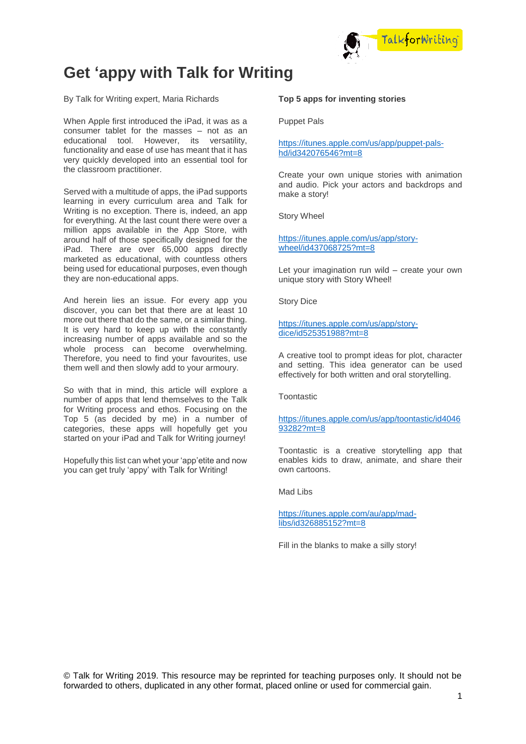# Get 'appy with Talk for Writing

By Talk for Writing expert, Maria Richards

When Apple first introduced the iPad, it was as a consumer tablet for the masses – not as an educational tool. However, its versatility, functionality and ease of use has meant that it has very quickly developed into an essential tool for the classroom practitioner.

Served with a multitude of apps, the iPad supports learning in every curriculum area and Talk for Writing is no exception. There is, indeed, an app for everything. At the last count there were over a million apps available in the App Store, with around half of those specifically designed for the iPad. There are over 65,000 apps directly marketed as educational, with countless others being used for educational purposes, even though they are non-educational apps.

And herein lies an issue. For every app you discover, you can bet that there are at least 10 more out there that do the same, or a similar thing. It is very hard to keep up with the constantly increasing number of apps available and so the whole process can become overwhelming. Therefore, you need to find your favourites, use them well and then slowly add to your armoury.

So with that in mind, this article will explore a number of apps that lend themselves to the Talk for Writing process and ethos. Focusing on the Top 5 (as decided by me) in a number of categories, these apps will hopefully get you started on your iPad and Talk for Writing journey!

Hopefully this list can whet your 'app'etite and now you can get truly 'appy' with Talk for Writing!

**Top 5 apps for inventing stories**

Puppet Pals

https://itunes.apple.com/us/app/puppet-pals-hd/id342076546?mt=8

Create your own unique stories with animation and audio. Pick your actors and backdrops and make a story!

Story Wheel

https://itunes.apple.com/us/app/story-wheel/id437068725?mt=8

Let your imagination run wild – create your own unique story with Story Wheel!

Story Dice

https://itunes.apple.com/us/app/story-dice/id525351988?mt=8

A creative tool to prompt ideas for plot, character and setting. This idea generator can be used effectively for both written and oral storytelling.

Toontastic

https://itunes.apple.com/us/app/toontastic/id404693282?mt=8

Toontastic is a creative storytelling app that enables kids to draw, animate, and share their own cartoons.

Mad Libs

https://itunes.apple.com/au/app/mad-libs/id326885152?mt=8

Fill in the blanks to make a silly story!

© Talk for Writing 2019. This resource may be reprinted for teaching purposes only. It should not be forwarded to others, duplicated in any other format, placed online or used for commercial gain.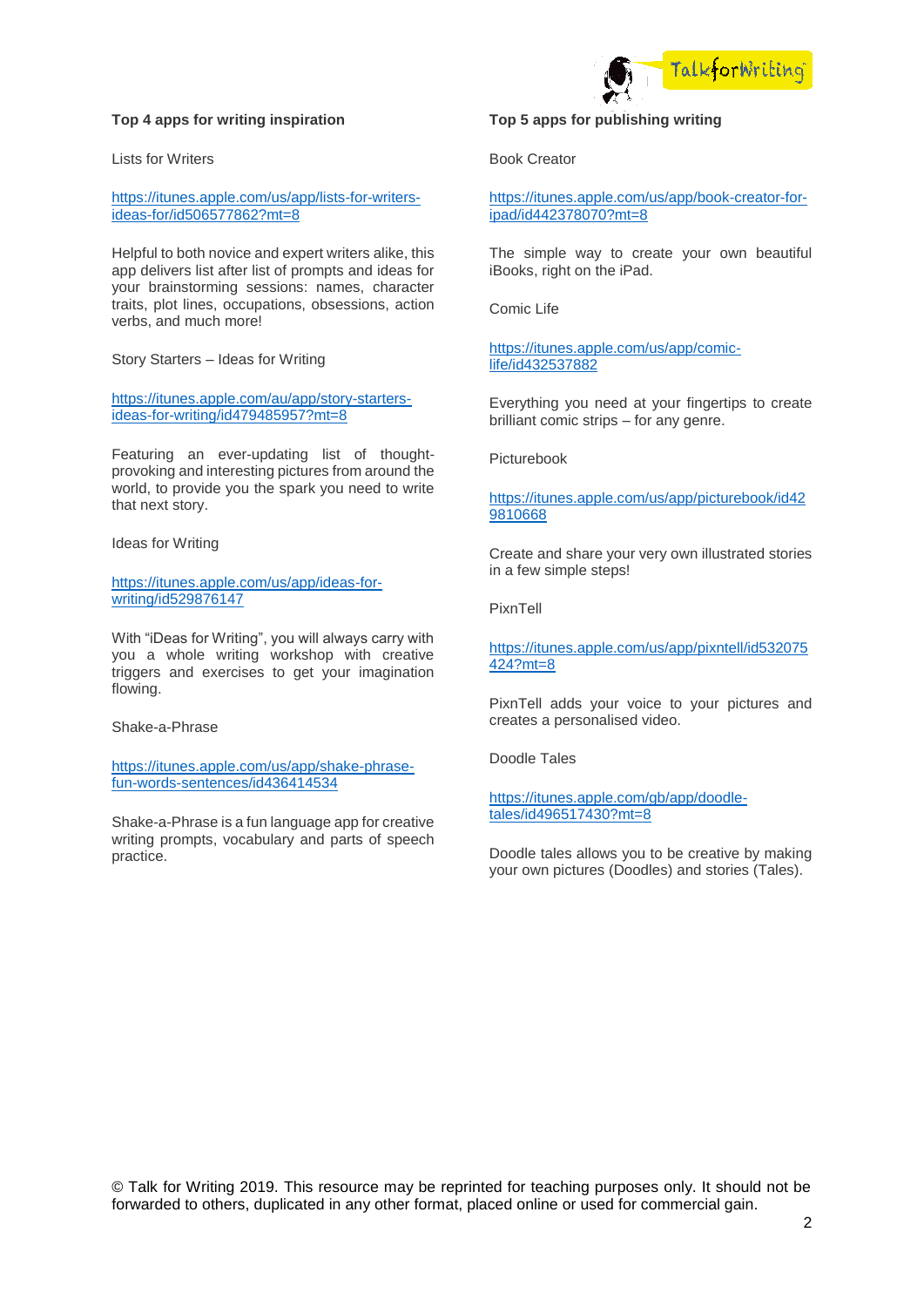## Top 4 apps for writing inspiration

Lists for Writers

https://itunes.apple.com/us/app/lists-for-writers-ideas-for/id506577862?mt=8

Helpful to both novice and expert writers alike, this app delivers list after list of prompts and ideas for your brainstorming sessions: names, character traits, plot lines, occupations, obsessions, action verbs, and much more!

Story Starters – Ideas for Writing

https://itunes.apple.com/au/app/story-starters-ideas-for-writing/id479485957?mt=8

Featuring an ever-updating list of thought-provoking and interesting pictures from around the world, to provide you the spark you need to write that next story.

Ideas for Writing

https://itunes.apple.com/us/app/ideas-for-writing/id529876147

With "iDeas for Writing", you will always carry with you a whole writing workshop with creative triggers and exercises to get your imagination flowing.

Shake-a-Phrase

https://itunes.apple.com/us/app/shake-phrase-fun-words-sentences/id436414534

Shake-a-Phrase is a fun language app for creative writing prompts, vocabulary and parts of speech practice.

## Top 5 apps for publishing writing

Book Creator

https://itunes.apple.com/us/app/book-creator-for-ipad/id442378070?mt=8

The simple way to create your own beautiful iBooks, right on the iPad.

Comic Life

https://itunes.apple.com/us/app/comic-life/id432537882

Everything you need at your fingertips to create brilliant comic strips – for any genre.

Picturebook

https://itunes.apple.com/us/app/picturebook/id429810668

Create and share your very own illustrated stories in a few simple steps!

PixnTell

https://itunes.apple.com/us/app/pixntell/id532075424?mt=8

PixnTell adds your voice to your pictures and creates a personalised video.

Doodle Tales

https://itunes.apple.com/gb/app/doodle-tales/id496517430?mt=8

Doodle tales allows you to be creative by making your own pictures (Doodles) and stories (Tales).

© Talk for Writing 2019. This resource may be reprinted for teaching purposes only. It should not be forwarded to others, duplicated in any other format, placed online or used for commercial gain.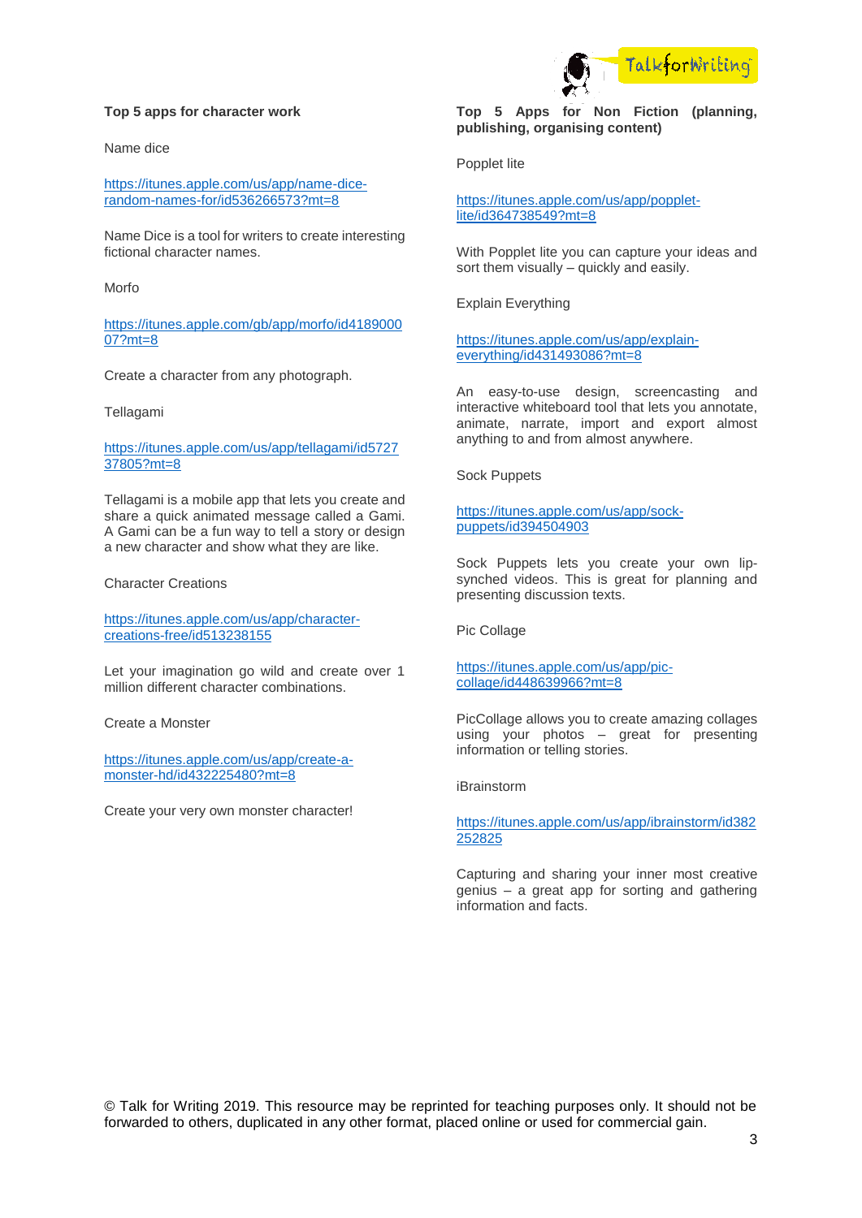## Top 5 apps for character work

Name dice

https://itunes.apple.com/us/app/name-dice-random-names-for/id536266573?mt=8

Name Dice is a tool for writers to create interesting fictional character names.

Morfo

https://itunes.apple.com/gb/app/morfo/id418900007?mt=8

Create a character from any photograph.

Tellagami

https://itunes.apple.com/us/app/tellagami/id572737805?mt=8

Tellagami is a mobile app that lets you create and share a quick animated message called a Gami. A Gami can be a fun way to tell a story or design a new character and show what they are like.

Character Creations

https://itunes.apple.com/us/app/character-creations-free/id513238155

Let your imagination go wild and create over 1 million different character combinations.

Create a Monster

https://itunes.apple.com/us/app/create-a-monster-hd/id432225480?mt=8

Create your very own monster character!

## Top 5 Apps for Non Fiction (planning, publishing, organising content)

Popplet lite

https://itunes.apple.com/us/app/popplet-lite/id364738549?mt=8

With Popplet lite you can capture your ideas and sort them visually – quickly and easily.

Explain Everything

https://itunes.apple.com/us/app/explain-everything/id431493086?mt=8

An easy-to-use design, screencasting and interactive whiteboard tool that lets you annotate, animate, narrate, import and export almost anything to and from almost anywhere.

Sock Puppets

https://itunes.apple.com/us/app/sock-puppets/id394504903

Sock Puppets lets you create your own lip-synched videos. This is great for planning and presenting discussion texts.

Pic Collage

https://itunes.apple.com/us/app/pic-collage/id448639966?mt=8

PicCollage allows you to create amazing collages using your photos – great for presenting information or telling stories.

iBrainstorm

https://itunes.apple.com/us/app/ibrainstorm/id382252825

Capturing and sharing your inner most creative genius – a great app for sorting and gathering information and facts.

© Talk for Writing 2019. This resource may be reprinted for teaching purposes only. It should not be forwarded to others, duplicated in any other format, placed online or used for commercial gain.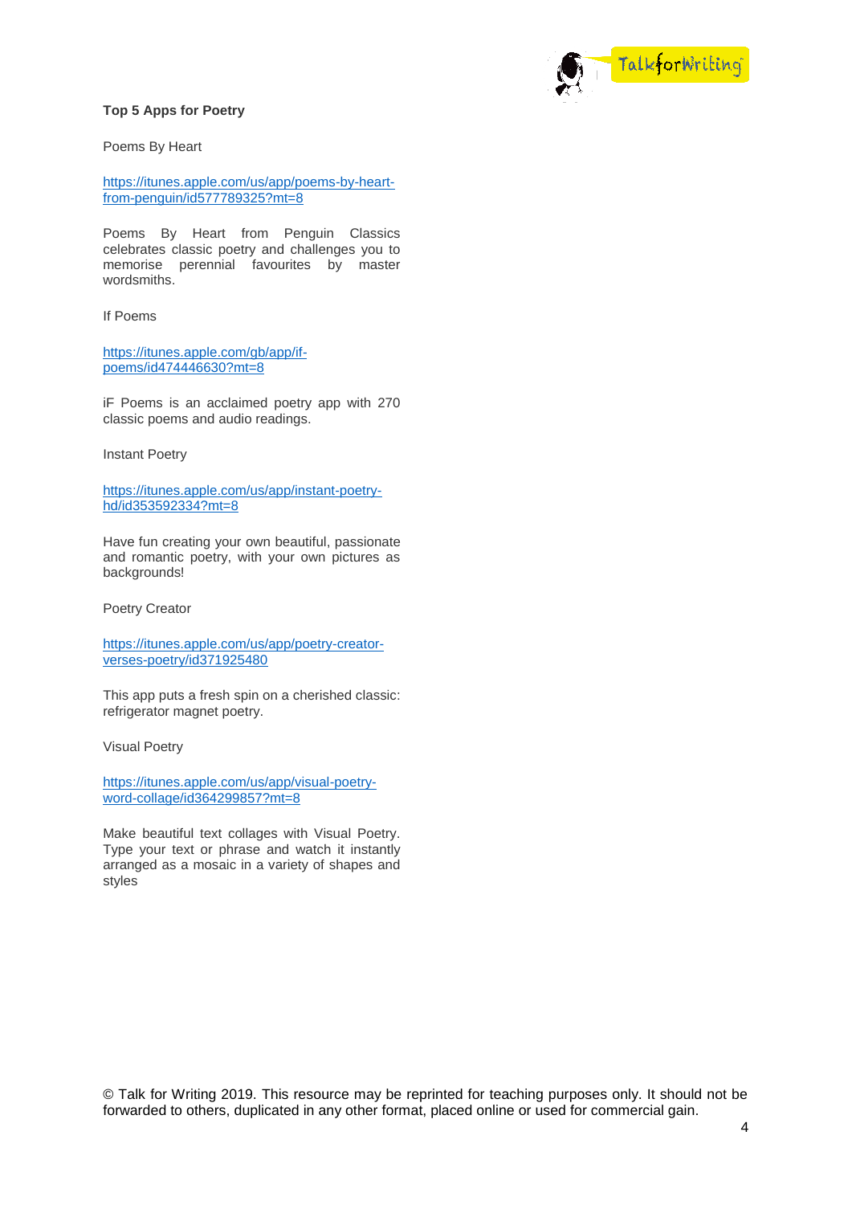**Top 5 Apps for Poetry**

Poems By Heart

https://itunes.apple.com/us/app/poems-by-heart-from-penguin/id577789325?mt=8

Poems By Heart from Penguin Classics celebrates classic poetry and challenges you to memorise perennial favourites by master wordsmiths.

If Poems

https://itunes.apple.com/gb/app/if-poems/id474446630?mt=8

iF Poems is an acclaimed poetry app with 270 classic poems and audio readings.

Instant Poetry

https://itunes.apple.com/us/app/instant-poetry-hd/id353592334?mt=8

Have fun creating your own beautiful, passionate and romantic poetry, with your own pictures as backgrounds!

Poetry Creator

https://itunes.apple.com/us/app/poetry-creator-verses-poetry/id371925480

This app puts a fresh spin on a cherished classic: refrigerator magnet poetry.

Visual Poetry

https://itunes.apple.com/us/app/visual-poetry-word-collage/id364299857?mt=8

Make beautiful text collages with Visual Poetry. Type your text or phrase and watch it instantly arranged as a mosaic in a variety of shapes and styles

© Talk for Writing 2019. This resource may be reprinted for teaching purposes only. It should not be forwarded to others, duplicated in any other format, placed online or used for commercial gain.